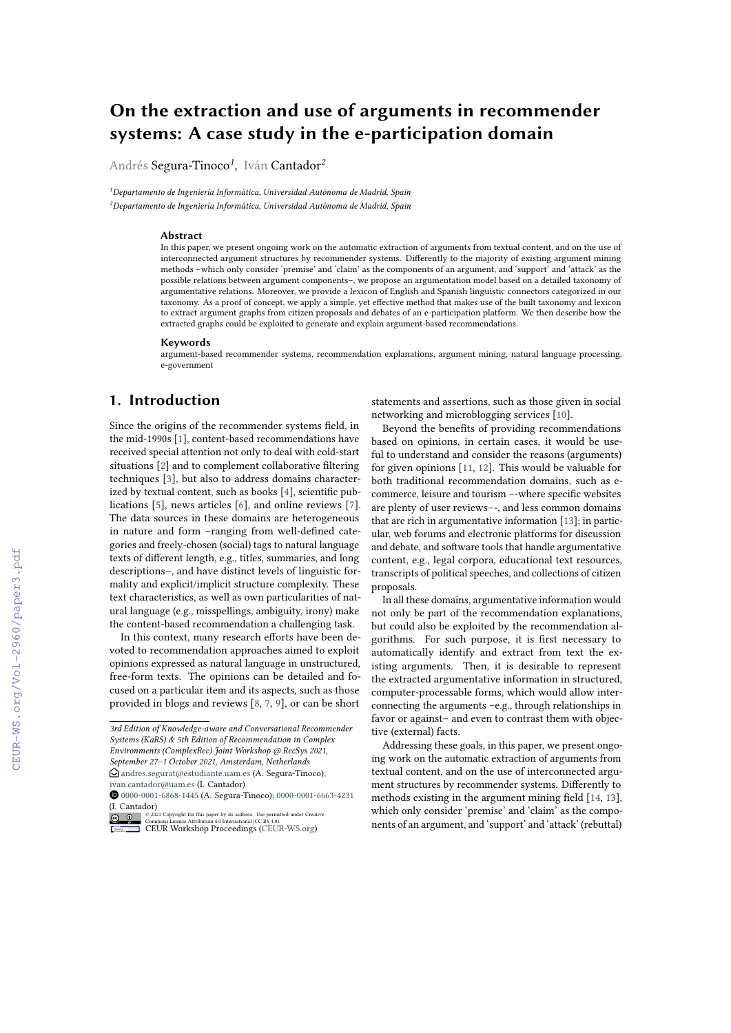# On the extraction and use of arguments in recommender systems: A case study in the e-participation domain

Andrés Segura-Tinoco[1], Iván Cantador[2]

[1]Departamento de Ingeniería Informática, Universidad Autónoma de Madrid, Spain
[2]Departamento de Ingeniería Informática, Universidad Autónoma de Madrid, Spain

### Abstract

In this paper, we present ongoing work on the automatic extraction of arguments from textual content, and on the use of interconnected argument structures by recommender systems. Differently to the majority of existing argument mining methods –which only consider 'premise' and 'claim' as the components of an argument, and 'support' and 'attack' as the possible relations between argument components–, we propose an argumentation model based on a detailed taxonomy of argumentative relations. Moreover, we provide a lexicon of English and Spanish linguistic connectors categorized in our taxonomy. As a proof of concept, we apply a simple, yet effective method that makes use of the built taxonomy and lexicon to extract argument graphs from citizen proposals and debates of an e-participation platform. We then describe how the extracted graphs could be exploited to generate and explain argument-based recommendations.

### Keywords

argument-based recommender systems, recommendation explanations, argument mining, natural language processing, e-government

## 1. Introduction

Since the origins of the recommender systems field, in the mid-1990s [1], content-based recommendations have received special attention not only to deal with cold-start situations [2] and to complement collaborative filtering techniques [3], but also to address domains characterized by textual content, such as books [4], scientific publications [5], news articles [6], and online reviews [7]. The data sources in these domains are heterogeneous in nature and form –ranging from well-defined categories and freely-chosen (social) tags to natural language texts of different length, e.g., titles, summaries, and long descriptions–, and have distinct levels of linguistic formality and explicit/implicit structure complexity. These text characteristics, as well as own particularities of natural language (e.g., misspellings, ambiguity, irony) make the content-based recommendation a challenging task.

In this context, many research efforts have been devoted to recommendation approaches aimed to exploit opinions expressed as natural language in unstructured, free-form texts. The opinions can be detailed and focused on a particular item and its aspects, such as those provided in blogs and reviews [8, 7, 9], or can be short statements and assertions, such as those given in social networking and microblogging services [10].

Beyond the benefits of providing recommendations based on opinions, in certain cases, it would be useful to understand and consider the reasons (arguments) for given opinions [11, 12]. This would be valuable for both traditional recommendation domains, such as e-commerce, leisure and tourism –-where specific websites are plenty of user reviews–-, and less common domains that are rich in argumentative information [13]; in particular, web forums and electronic platforms for discussion and debate, and software tools that handle argumentative content, e.g., legal corpora, educational text resources, transcripts of political speeches, and collections of citizen proposals.

In all these domains, argumentative information would not only be part of the recommendation explanations, but could also be exploited by the recommendation algorithms. For such purpose, it is first necessary to automatically identify and extract from text the existing arguments. Then, it is desirable to represent the extracted argumentative information in structured, computer-processable forms, which would allow interconnecting the arguments –e.g., through relationships in favor or against– and even to contrast them with objective (external) facts.

Addressing these goals, in this paper, we present ongoing work on the automatic extraction of arguments from textual content, and on the use of interconnected argument structures by recommender systems. Differently to methods existing in the argument mining field [14, 13], which only consider 'premise' and 'claim' as the components of an argument, and 'support' and 'attack' (rebuttal)

---

*3rd Edition of Knowledge-aware and Conversational Recommender Systems (KaRS) & 5th Edition of Recommendation in Complex Environments (ComplexRec) Joint Workshop @ RecSys 2021, September 27–1 October 2021, Amsterdam, Netherlands*
andres.segurat@estudiante.uam.es (A. Segura-Tinoco); ivan.cantador@uam.es (I. Cantador)
0000-0001-6868-1445 (A. Segura-Tinoco); 0000-0001-6663-4231 (I. Cantador)
© 2021 Copyright for this paper by its authors. Use permitted under Creative Commons License Attribution 4.0 International (CC BY 4.0).
CEUR Workshop Proceedings (CEUR-WS.org)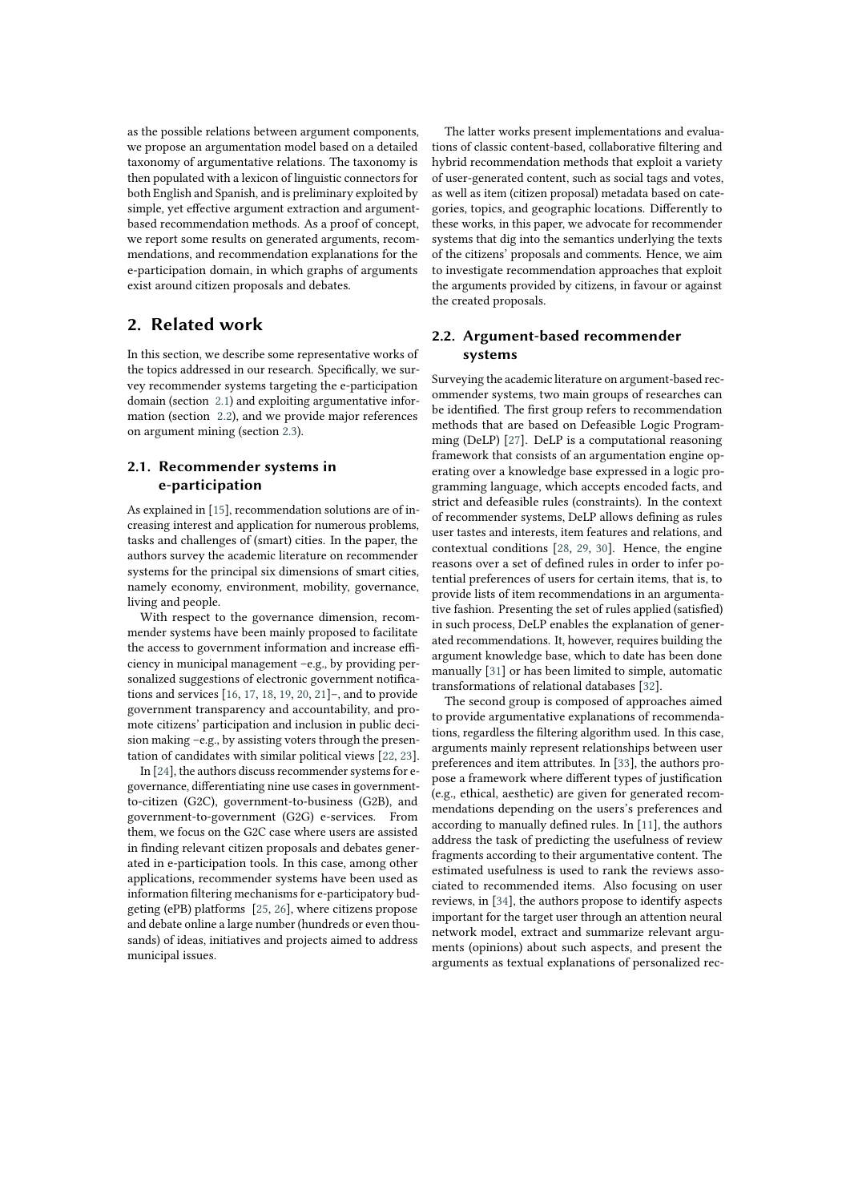as the possible relations between argument components, we propose an argumentation model based on a detailed taxonomy of argumentative relations. The taxonomy is then populated with a lexicon of linguistic connectors for both English and Spanish, and is preliminary exploited by simple, yet effective argument extraction and argument-based recommendation methods. As a proof of concept, we report some results on generated arguments, recommendations, and recommendation explanations for the e-participation domain, in which graphs of arguments exist around citizen proposals and debates.

## 2. Related work

In this section, we describe some representative works of the topics addressed in our research. Specifically, we survey recommender systems targeting the e-participation domain (section 2.1) and exploiting argumentative information (section 2.2), and we provide major references on argument mining (section 2.3).

### 2.1. Recommender systems in e-participation

As explained in [15], recommendation solutions are of increasing interest and application for numerous problems, tasks and challenges of (smart) cities. In the paper, the authors survey the academic literature on recommender systems for the principal six dimensions of smart cities, namely economy, environment, mobility, governance, living and people.

With respect to the governance dimension, recommender systems have been mainly proposed to facilitate the access to government information and increase efficiency in municipal management –e.g., by providing personalized suggestions of electronic government notifications and services [16, 17, 18, 19, 20, 21]–, and to provide government transparency and accountability, and promote citizens' participation and inclusion in public decision making –e.g., by assisting voters through the presentation of candidates with similar political views [22, 23].

In [24], the authors discuss recommender systems for e-governance, differentiating nine use cases in government-to-citizen (G2C), government-to-business (G2B), and government-to-government (G2G) e-services. From them, we focus on the G2C case where users are assisted in finding relevant citizen proposals and debates generated in e-participation tools. In this case, among other applications, recommender systems have been used as information filtering mechanisms for e-participatory budgeting (ePB) platforms [25, 26], where citizens propose and debate online a large number (hundreds or even thousands) of ideas, initiatives and projects aimed to address municipal issues.

The latter works present implementations and evaluations of classic content-based, collaborative filtering and hybrid recommendation methods that exploit a variety of user-generated content, such as social tags and votes, as well as item (citizen proposal) metadata based on categories, topics, and geographic locations. Differently to these works, in this paper, we advocate for recommender systems that dig into the semantics underlying the texts of the citizens' proposals and comments. Hence, we aim to investigate recommendation approaches that exploit the arguments provided by citizens, in favour or against the created proposals.

### 2.2. Argument-based recommender systems

Surveying the academic literature on argument-based recommender systems, two main groups of researches can be identified. The first group refers to recommendation methods that are based on Defeasible Logic Programming (DeLP) [27]. DeLP is a computational reasoning framework that consists of an argumentation engine operating over a knowledge base expressed in a logic programming language, which accepts encoded facts, and strict and defeasible rules (constraints). In the context of recommender systems, DeLP allows defining as rules user tastes and interests, item features and relations, and contextual conditions [28, 29, 30]. Hence, the engine reasons over a set of defined rules in order to infer potential preferences of users for certain items, that is, to provide lists of item recommendations in an argumentative fashion. Presenting the set of rules applied (satisfied) in such process, DeLP enables the explanation of generated recommendations. It, however, requires building the argument knowledge base, which to date has been done manually [31] or has been limited to simple, automatic transformations of relational databases [32].

The second group is composed of approaches aimed to provide argumentative explanations of recommendations, regardless the filtering algorithm used. In this case, arguments mainly represent relationships between user preferences and item attributes. In [33], the authors propose a framework where different types of justification (e.g., ethical, aesthetic) are given for generated recommendations depending on the users's preferences and according to manually defined rules. In [11], the authors address the task of predicting the usefulness of review fragments according to their argumentative content. The estimated usefulness is used to rank the reviews associated to recommended items. Also focusing on user reviews, in [34], the authors propose to identify aspects important for the target user through an attention neural network model, extract and summarize relevant arguments (opinions) about such aspects, and present the arguments as textual explanations of personalized rec-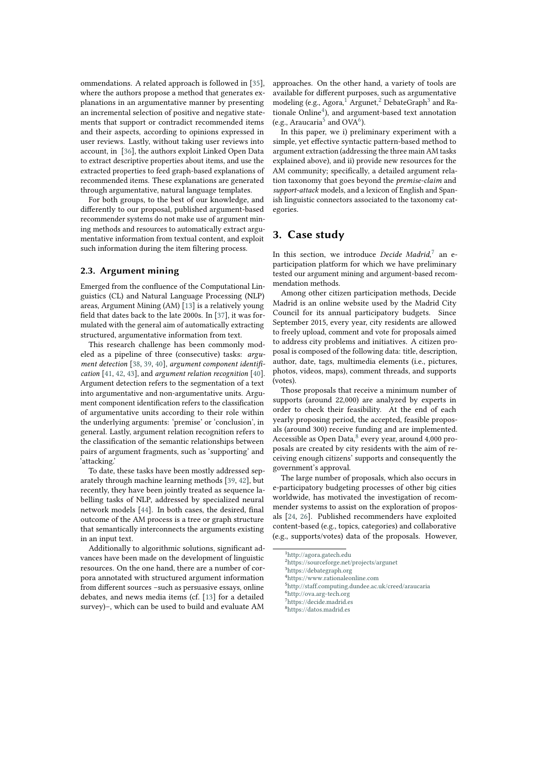ommendations. A related approach is followed in [35], where the authors propose a method that generates explanations in an argumentative manner by presenting an incremental selection of positive and negative statements that support or contradict recommended items and their aspects, according to opinions expressed in user reviews. Lastly, without taking user reviews into account, in [36], the authors exploit Linked Open Data to extract descriptive properties about items, and use the extracted properties to feed graph-based explanations of recommended items. These explanations are generated through argumentative, natural language templates.

For both groups, to the best of our knowledge, and differently to our proposal, published argument-based recommender systems do not make use of argument mining methods and resources to automatically extract argumentative information from textual content, and exploit such information during the item filtering process.

### 2.3. Argument mining

Emerged from the confluence of the Computational Linguistics (CL) and Natural Language Processing (NLP) areas, Argument Mining (AM) [13] is a relatively young field that dates back to the late 2000s. In [37], it was formulated with the general aim of automatically extracting structured, argumentative information from text.

This research challenge has been commonly modeled as a pipeline of three (consecutive) tasks: *argument detection* [38, 39, 40], *argument component identification* [41, 42, 43], and *argument relation recognition* [40]. Argument detection refers to the segmentation of a text into argumentative and non-argumentative units. Argument component identification refers to the classification of argumentative units according to their role within the underlying arguments: 'premise' or 'conclusion', in general. Lastly, argument relation recognition refers to the classification of the semantic relationships between pairs of argument fragments, such as 'supporting' and 'attacking.'

To date, these tasks have been mostly addressed separately through machine learning methods [39, 42], but recently, they have been jointly treated as sequence labelling tasks of NLP, addressed by specialized neural network models [44]. In both cases, the desired, final outcome of the AM process is a tree or graph structure that semantically interconnects the arguments existing in an input text.

Additionally to algorithmic solutions, significant advances have been made on the development of linguistic resources. On the one hand, there are a number of corpora annotated with structured argument information from different sources –such as persuasive essays, online debates, and news media items (cf. [13] for a detailed survey)–, which can be used to build and evaluate AM approaches. On the other hand, a variety of tools are available for different purposes, such as argumentative modeling (e.g., Agora,[1] Argunet,[2] DebateGraph[3] and Rationale Online[4]), and argument-based text annotation (e.g., Araucaria[5] and OVA[6]).

In this paper, we i) preliminary experiment with a simple, yet effective syntactic pattern-based method to argument extraction (addressing the three main AM tasks explained above), and ii) provide new resources for the AM community; specifically, a detailed argument relation taxonomy that goes beyond the *premise-claim* and *support-attack* models, and a lexicon of English and Spanish linguistic connectors associated to the taxonomy categories.

## 3. Case study

In this section, we introduce *Decide Madrid*,[7] an e-participation platform for which we have preliminary tested our argument mining and argument-based recommendation methods.

Among other citizen participation methods, Decide Madrid is an online website used by the Madrid City Council for its annual participatory budgets. Since September 2015, every year, city residents are allowed to freely upload, comment and vote for proposals aimed to address city problems and initiatives. A citizen proposal is composed of the following data: title, description, author, date, tags, multimedia elements (i.e., pictures, photos, videos, maps), comment threads, and supports (votes).

Those proposals that receive a minimum number of supports (around 22,000) are analyzed by experts in order to check their feasibility. At the end of each yearly proposing period, the accepted, feasible proposals (around 300) receive funding and are implemented. Accessible as Open Data,[8] every year, around 4,000 proposals are created by city residents with the aim of receiving enough citizens' supports and consequently the government's approval.

The large number of proposals, which also occurs in e-participatory budgeting processes of other big cities worldwide, has motivated the investigation of recommender systems to assist on the exploration of proposals [24, 26]. Published recommenders have exploited content-based (e.g., topics, categories) and collaborative (e.g., supports/votes) data of the proposals. However,

[1] http://agora.gatech.edu
[2] https://sourceforge.net/projects/argunet
[3] https://debategraph.org
[4] https://www.rationaleonline.com
[5] http://staff.computing.dundee.ac.uk/creed/araucaria
[6] http://ova.arg-tech.org
[7] https://decide.madrid.es
[8] https://datos.madrid.es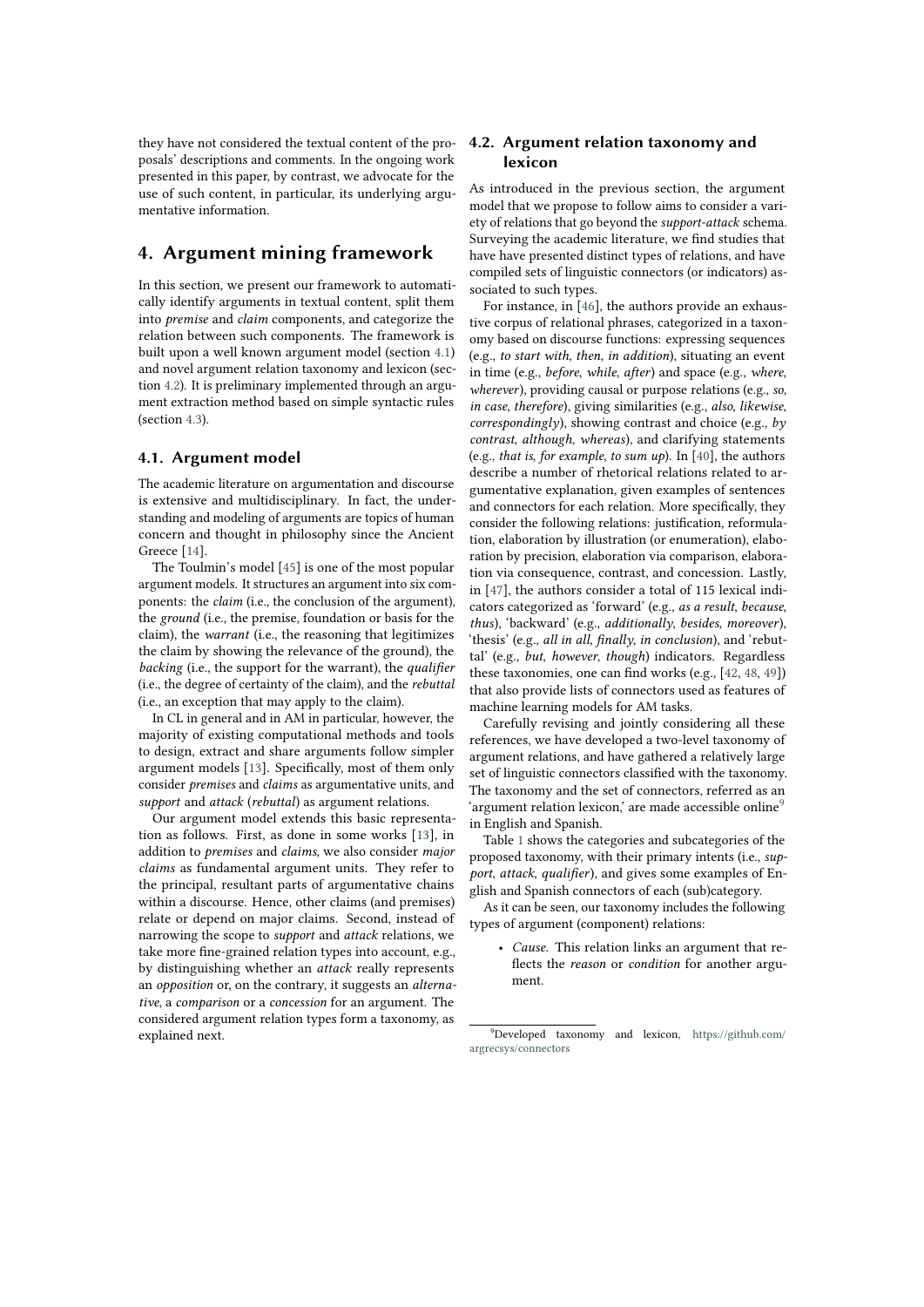they have not considered the textual content of the proposals' descriptions and comments. In the ongoing work presented in this paper, by contrast, we advocate for the use of such content, in particular, its underlying argumentative information.

## 4. Argument mining framework

In this section, we present our framework to automatically identify arguments in textual content, split them into *premise* and *claim* components, and categorize the relation between such components. The framework is built upon a well known argument model (section 4.1) and novel argument relation taxonomy and lexicon (section 4.2). It is preliminary implemented through an argument extraction method based on simple syntactic rules (section 4.3).

### 4.1. Argument model

The academic literature on argumentation and discourse is extensive and multidisciplinary. In fact, the understanding and modeling of arguments are topics of human concern and thought in philosophy since the Ancient Greece [14].

The Toulmin's model [45] is one of the most popular argument models. It structures an argument into six components: the *claim* (i.e., the conclusion of the argument), the *ground* (i.e., the premise, foundation or basis for the claim), the *warrant* (i.e., the reasoning that legitimizes the claim by showing the relevance of the ground), the *backing* (i.e., the support for the warrant), the *qualifier* (i.e., the degree of certainty of the claim), and the *rebuttal* (i.e., an exception that may apply to the claim).

In CL in general and in AM in particular, however, the majority of existing computational methods and tools to design, extract and share arguments follow simpler argument models [13]. Specifically, most of them only consider *premises* and *claims* as argumentative units, and *support* and *attack* (*rebuttal*) as argument relations.

Our argument model extends this basic representation as follows. First, as done in some works [13], in addition to *premises* and *claims*, we also consider *major claims* as fundamental argument units. They refer to the principal, resultant parts of argumentative chains within a discourse. Hence, other claims (and premises) relate or depend on major claims. Second, instead of narrowing the scope to *support* and *attack* relations, we take more fine-grained relation types into account, e.g., by distinguishing whether an *attack* really represents an *opposition* or, on the contrary, it suggests an *alternative*, a *comparison* or a *concession* for an argument. The considered argument relation types form a taxonomy, as explained next.

### 4.2. Argument relation taxonomy and lexicon

As introduced in the previous section, the argument model that we propose to follow aims to consider a variety of relations that go beyond the *support-attack* schema. Surveying the academic literature, we find studies that have have presented distinct types of relations, and have compiled sets of linguistic connectors (or indicators) associated to such types.

For instance, in [46], the authors provide an exhaustive corpus of relational phrases, categorized in a taxonomy based on discourse functions: expressing sequences (e.g., *to start with*, *then*, *in addition*), situating an event in time (e.g., *before*, *while*, *after*) and space (e.g., *where*, *wherever*), providing causal or purpose relations (e.g., *so*, *in case*, *therefore*), giving similarities (e.g., *also*, *likewise*, *correspondingly*), showing contrast and choice (e.g., *by contrast*, *although*, *whereas*), and clarifying statements (e.g., *that is*, *for example*, *to sum up*). In [40], the authors describe a number of rhetorical relations related to argumentative explanation, given examples of sentences and connectors for each relation. More specifically, they consider the following relations: justification, reformulation, elaboration by illustration (or enumeration), elaboration by precision, elaboration via comparison, elaboration via consequence, contrast, and concession. Lastly, in [47], the authors consider a total of 115 lexical indicators categorized as 'forward' (e.g., *as a result*, *because*, *thus*), 'backward' (e.g., *additionally*, *besides*, *moreover*), 'thesis' (e.g., *all in all*, *finally*, *in conclusion*), and 'rebuttal' (e.g., *but*, *however*, *though*) indicators. Regardless these taxonomies, one can find works (e.g., [42, 48, 49]) that also provide lists of connectors used as features of machine learning models for AM tasks.

Carefully revising and jointly considering all these references, we have developed a two-level taxonomy of argument relations, and have gathered a relatively large set of linguistic connectors classified with the taxonomy. The taxonomy and the set of connectors, referred as an 'argument relation lexicon,' are made accessible online[9] in English and Spanish.

Table 1 shows the categories and subcategories of the proposed taxonomy, with their primary intents (i.e., *support*, *attack*, *qualifier*), and gives some examples of English and Spanish connectors of each (sub)category.

As it can be seen, our taxonomy includes the following types of argument (component) relations:

- *Cause*. This relation links an argument that reflects the *reason* or *condition* for another argument.

[9] Developed taxonomy and lexicon, https://github.com/argrecsys/connectors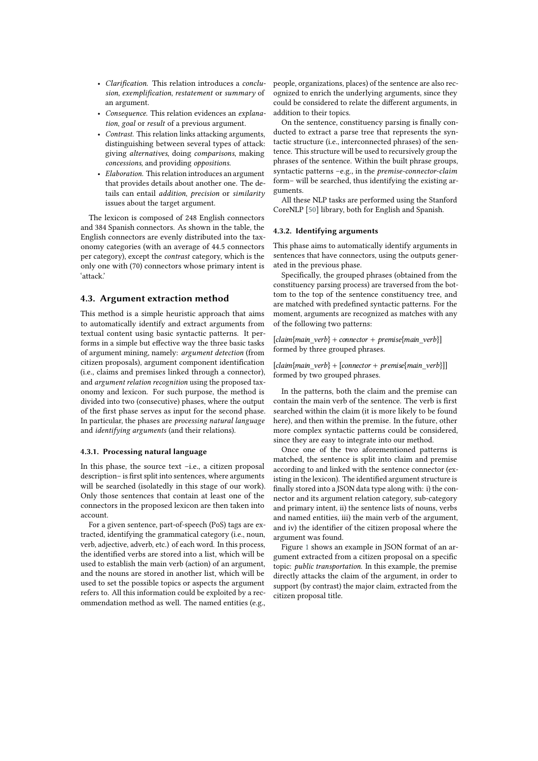- *Clarification.* This relation introduces a *conclusion*, *exemplification*, *restatement* or *summary* of an argument.
- *Consequence.* This relation evidences an *explanation*, *goal* or *result* of a previous argument.
- *Contrast.* This relation links attacking arguments, distinguishing between several types of attack: giving *alternatives*, doing *comparisons*, making *concessions*, and providing *oppositions*.
- *Elaboration.* This relation introduces an argument that provides details about another one. The details can entail *addition*, *precision* or *similarity* issues about the target argument.

The lexicon is composed of 248 English connectors and 384 Spanish connectors. As shown in the table, the English connectors are evenly distributed into the taxonomy categories (with an average of 44.5 connectors per category), except the *contrast* category, which is the only one with (70) connectors whose primary intent is 'attack.'

## 4.3. Argument extraction method

This method is a simple heuristic approach that aims to automatically identify and extract arguments from textual content using basic syntactic patterns. It performs in a simple but effective way the three basic tasks of argument mining, namely: *argument detection* (from citizen proposals), argument component identification (i.e., claims and premises linked through a connector), and *argument relation recognition* using the proposed taxonomy and lexicon. For such purpose, the method is divided into two (consecutive) phases, where the output of the first phase serves as input for the second phase. In particular, the phases are *processing natural language* and *identifying arguments* (and their relations).

### 4.3.1. Processing natural language

In this phase, the source text –i.e., a citizen proposal description– is first split into sentences, where arguments will be searched (isolatedly in this stage of our work). Only those sentences that contain at least one of the connectors in the proposed lexicon are then taken into account.

For a given sentence, part-of-speech (PoS) tags are extracted, identifying the grammatical category (i.e., noun, verb, adjective, adverb, etc.) of each word. In this process, the identified verbs are stored into a list, which will be used to establish the main verb (action) of an argument, and the nouns are stored in another list, which will be used to set the possible topics or aspects the argument refers to. All this information could be exploited by a recommendation method as well. The named entities (e.g., people, organizations, places) of the sentence are also recognized to enrich the underlying arguments, since they could be considered to relate the different arguments, in addition to their topics.

On the sentence, constituency parsing is finally conducted to extract a parse tree that represents the syntactic structure (i.e., interconnected phrases) of the sentence. This structure will be used to recursively group the phrases of the sentence. Within the built phrase groups, syntactic patterns –e.g., in the *premise-connector-claim* form– will be searched, thus identifying the existing arguments.

All these NLP tasks are performed using the Stanford CoreNLP [50] library, both for English and Spanish.

### 4.3.2. Identifying arguments

This phase aims to automatically identify arguments in sentences that have connectors, using the outputs generated in the previous phase.

Specifically, the grouped phrases (obtained from the constituency parsing process) are traversed from the bottom to the top of the sentence constituency tree, and are matched with predefined syntactic patterns. For the moment, arguments are recognized as matches with any of the following two patterns:

$[claim\{main\_verb\} + connector + premise\{main\_verb\}]$ formed by three grouped phrases.

$[claim\{main\_verb\} + [connector + premise\{main\_verb\}]]$ formed by two grouped phrases.

In the patterns, both the claim and the premise can contain the main verb of the sentence. The verb is first searched within the claim (it is more likely to be found here), and then within the premise. In the future, other more complex syntactic patterns could be considered, since they are easy to integrate into our method.

Once one of the two aforementioned patterns is matched, the sentence is split into claim and premise according to and linked with the sentence connector (existing in the lexicon). The identified argument structure is finally stored into a JSON data type along with: i) the connector and its argument relation category, sub-category and primary intent, ii) the sentence lists of nouns, verbs and named entities, iii) the main verb of the argument, and iv) the identifier of the citizen proposal where the argument was found.

Figure 1 shows an example in JSON format of an argument extracted from a citizen proposal on a specific topic: *public transportation*. In this example, the premise directly attacks the claim of the argument, in order to support (by contrast) the major claim, extracted from the citizen proposal title.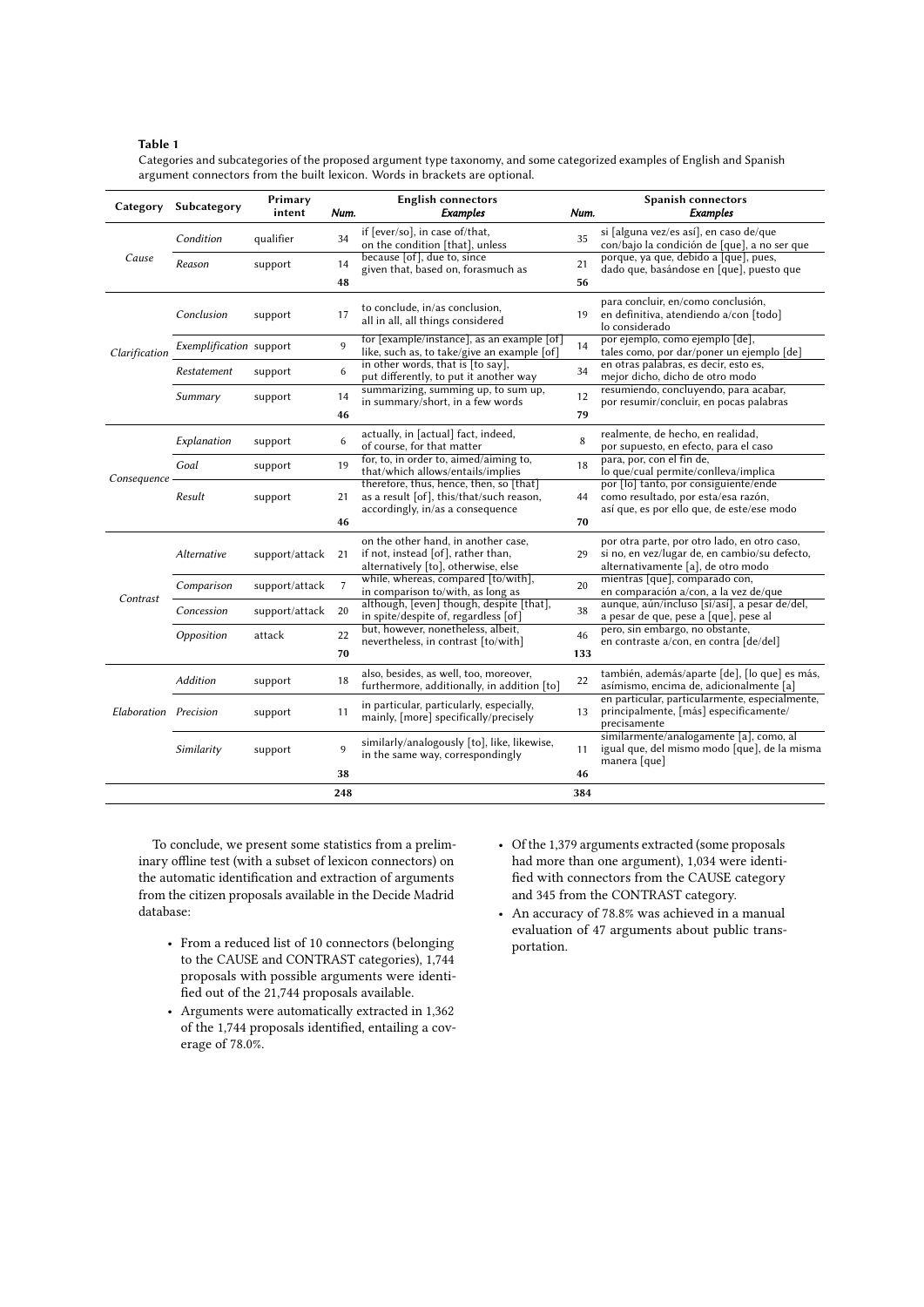**Table 1**

Categories and subcategories of the proposed argument type taxonomy, and some categorized examples of English and Spanish argument connectors from the built lexicon. Words in brackets are optional.

| Category | Subcategory | Primary intent | English connectors | | Spanish connectors | |
|---|---|---|---|---|---|---|
| | | | *Num.* | *Examples* | *Num.* | *Examples* |
| Cause | *Condition* | qualifier | 34 | if [ever/so], in case of/that, on the condition [that], unless | 35 | si [alguna vez/es así], en caso de/que con/bajo la condición de [que], a no ser que |
| | *Reason* | support | 14 | because [of], due to, since given that, based on, forasmuch as | 21 | porque, ya que, debido a [que], pues, dado que, basándose en [que], puesto que |
| | | | **48** | | **56** | |
| Clarification | *Conclusion* | support | 17 | to conclude, in/as conclusion, all in all, all things considered | 19 | para concluir, en/como conclusión, en definitiva, atendiendo a/con [todo] lo considerado |
| | *Exemplification* | support | 9 | for [example/instance], as an example [of] like, such as, to take/give an example [of] | 14 | por ejemplo, como ejemplo [de], tales como, por dar/poner un ejemplo [de] |
| | *Restatement* | support | 6 | in other words, that is [to say], put differently, to put it another way | 34 | en otras palabras, es decir, esto es, mejor dicho, dicho de otro modo |
| | *Summary* | support | 14 | summarizing, summing up, to sum up, in summary/short, in a few words | 12 | resumiendo, concluyendo, para acabar, por resumir/concluir, en pocas palabras |
| | | | **46** | | **79** | |
| Consequence | *Explanation* | support | 6 | actually, in [actual] fact, indeed, of course, for that matter | 8 | realmente, de hecho, en realidad, por supuesto, en efecto, para el caso |
| | *Goal* | support | 19 | for, to, in order to, aimed/aiming to, that/which allows/entails/implies | 18 | para, por, con el fin de, lo que/cual permite/conlleva/implica |
| | *Result* | support | 21 | therefore, thus, hence, then, so [that] as a result [of], this/that/such reason, accordingly, in/as a consequence | 44 | por [lo] tanto, por consiguiente/ende como resultado, por esta/esa razón, así que, es por ello que, de este/ese modo |
| | | | **46** | | **70** | |
| Contrast | *Alternative* | support/attack | 21 | on the other hand, in another case, if not, instead [of], rather than, alternatively [to], otherwise, else | 29 | por otra parte, por otro lado, en otro caso, si no, en vez/lugar de, en cambio/su defecto, alternativamente [a], de otro modo |
| | *Comparison* | support/attack | 7 | while, whereas, compared [to/with], in comparison to/with, as long as | 20 | mientras [que], comparado con, en comparación a/con, a la vez de/que |
| | *Concession* | support/attack | 20 | although, [even] though, despite [that], in spite/despite of, regardless [of] | 38 | aunque, aún/incluso [si/así], a pesar de/del, a pesar de que, pese a [que], pese al |
| | *Opposition* | attack | 22 | but, however, nonetheless, albeit, nevertheless, in contrast [to/with] | 46 | pero, sin embargo, no obstante, en contraste a/con, en contra [de/del] |
| | | | **70** | | **133** | |
| Elaboration | *Addition* | support | 18 | also, besides, as well, too, moreover, furthermore, additionally, in addition [to] | 22 | también, además/aparte [de], [lo que] es más, asímismo, encima de, adicionalmente [a] |
| | *Precision* | support | 11 | in particular, particularly, especially, mainly, [more] specifically/precisely | 13 | en particular, particularmente, especialmente, principalmente, [más] específicamente/ precisamente |
| | *Similarity* | support | 9 | similarly/analogously [to], like, likewise, in the same way, correspondingly | 11 | similarmente/análogamente [a], como, al igual que, del mismo modo [que], de la misma manera [que] |
| | | | **38** | | **46** | |
| | | | **248** | | **384** | |

To conclude, we present some statistics from a preliminary offline test (with a subset of lexicon connectors) on the automatic identification and extraction of arguments from the citizen proposals available in the Decide Madrid database:

- From a reduced list of 10 connectors (belonging to the CAUSE and CONTRAST categories), 1,744 proposals with possible arguments were identified out of the 21,744 proposals available.
- Arguments were automatically extracted in 1,362 of the 1,744 proposals identified, entailing a coverage of 78.0%.
- Of the 1,379 arguments extracted (some proposals had more than one argument), 1,034 were identified with connectors from the CAUSE category and 345 from the CONTRAST category.
- An accuracy of 78.8% was achieved in a manual evaluation of 47 arguments about public transportation.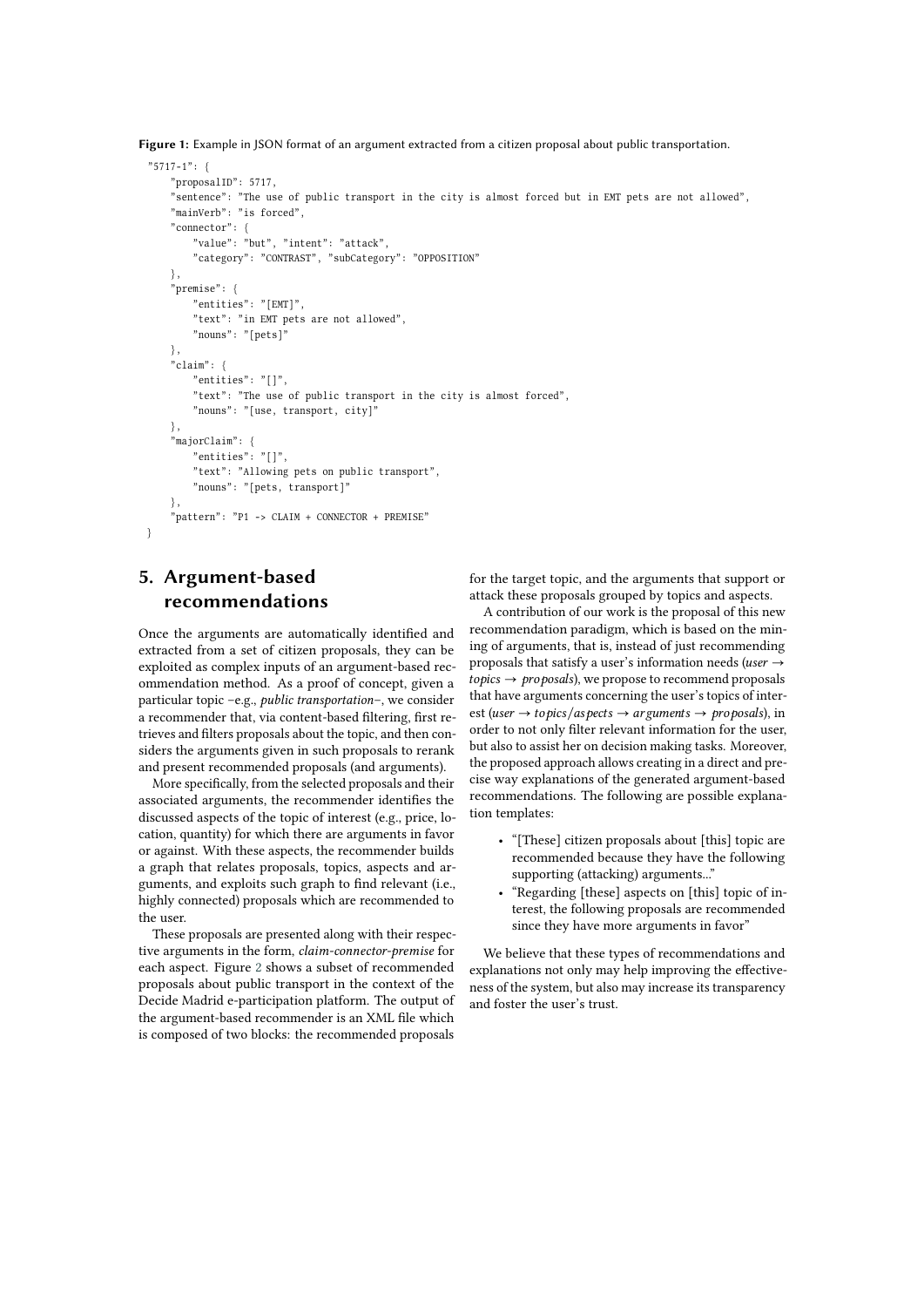**Figure 1:** Example in JSON format of an argument extracted from a citizen proposal about public transportation.

```
"5717-1": {
    "proposalID": 5717,
    "sentence": "The use of public transport in the city is almost forced but in EMT pets are not allowed",
    "mainVerb": "is forced",
    "connector": {
        "value": "but", "intent": "attack",
        "category": "CONTRAST", "subCategory": "OPPOSITION"
    },
    "premise": {
        "entities": "[EMT]",
        "text": "in EMT pets are not allowed",
        "nouns": "[pets]"
    },
    "claim": {
        "entities": "[]",
        "text": "The use of public transport in the city is almost forced",
        "nouns": "[use, transport, city]"
    },
    "majorClaim": {
        "entities": "[]",
        "text": "Allowing pets on public transport",
        "nouns": "[pets, transport]"
    },
    "pattern": "P1 -> CLAIM + CONNECTOR + PREMISE"
}
```

## 5. Argument-based recommendations

Once the arguments are automatically identified and extracted from a set of citizen proposals, they can be exploited as complex inputs of an argument-based recommendation method. As a proof of concept, given a particular topic –e.g., *public transportation*–, we consider a recommender that, via content-based filtering, first retrieves and filters proposals about the topic, and then considers the arguments given in such proposals to rerank and present recommended proposals (and arguments).

More specifically, from the selected proposals and their associated arguments, the recommender identifies the discussed aspects of the topic of interest (e.g., price, location, quantity) for which there are arguments in favor or against. With these aspects, the recommender builds a graph that relates proposals, topics, aspects and arguments, and exploits such graph to find relevant (i.e., highly connected) proposals which are recommended to the user.

These proposals are presented along with their respective arguments in the form, *claim-connector-premise* for each aspect. Figure 2 shows a subset of recommended proposals about public transport in the context of the Decide Madrid e-participation platform. The output of the argument-based recommender is an XML file which is composed of two blocks: the recommended proposals for the target topic, and the arguments that support or attack these proposals grouped by topics and aspects.

A contribution of our work is the proposal of this new recommendation paradigm, which is based on the mining of arguments, that is, instead of just recommending proposals that satisfy a user's information needs (*user* → *topics* → *proposals*), we propose to recommend proposals that have arguments concerning the user's topics of interest (*user* → *topics*/*aspects* → *arguments* → *proposals*), in order to not only filter relevant information for the user, but also to assist her on decision making tasks. Moreover, the proposed approach allows creating in a direct and precise way explanations of the generated argument-based recommendations. The following are possible explanation templates:

- "[These] citizen proposals about [this] topic are recommended because they have the following supporting (attacking) arguments..."
- "Regarding [these] aspects on [this] topic of interest, the following proposals are recommended since they have more arguments in favor"

We believe that these types of recommendations and explanations not only may help improving the effectiveness of the system, but also may increase its transparency and foster the user's trust.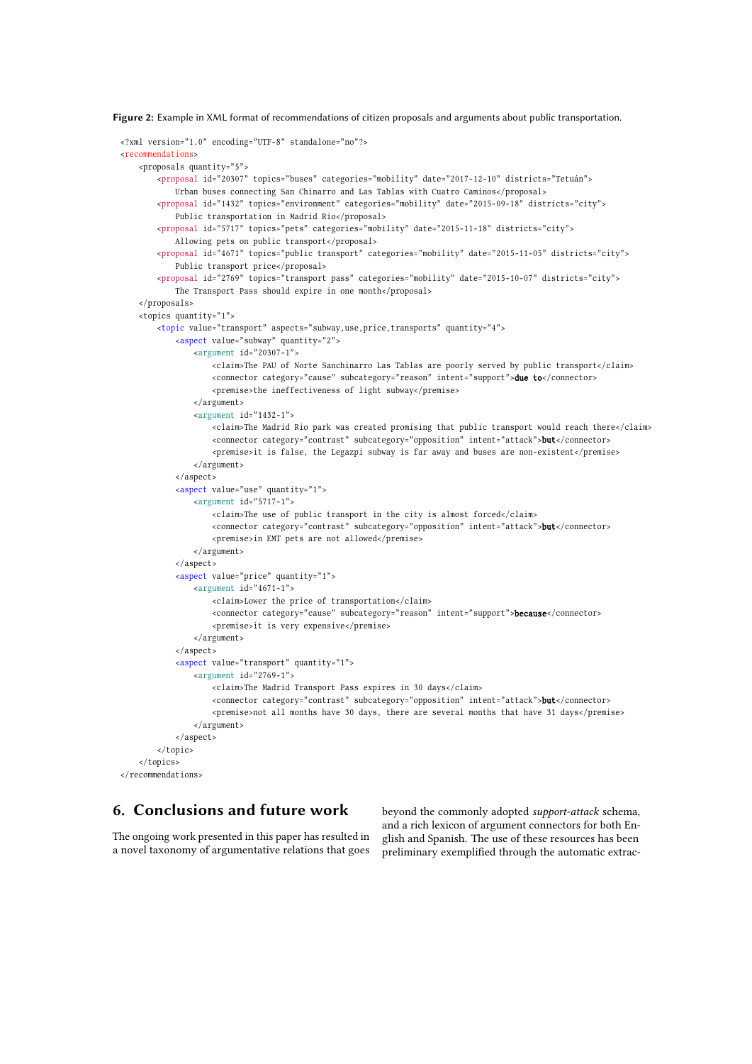**Figure 2:** Example in XML format of recommendations of citizen proposals and arguments about public transportation.

```
<?xml version="1.0" encoding="UTF-8" standalone="no"?>
<recommendations>
    <proposals quantity="5">
        <proposal id="20307" topics="buses" categories="mobility" date="2017-12-10" districts="Tetuán">
            Urban buses connecting San Chinarro and Las Tablas with Cuatro Caminos</proposal>
        <proposal id="1432" topics="environment" categories="mobility" date="2015-09-18" districts="city">
            Public transportation in Madrid Rio</proposal>
        <proposal id="5717" topics="pets" categories="mobility" date="2015-11-18" districts="city">
            Allowing pets on public transport</proposal>
        <proposal id="4671" topics="public transport" categories="mobility" date="2015-11-05" districts="city">
            Public transport price</proposal>
        <proposal id="2769" topics="transport pass" categories="mobility" date="2015-10-07" districts="city">
            The Transport Pass should expire in one month</proposal>
    </proposals>
    <topics quantity="1">
        <topic value="transport" aspects="subway,use,price,transports" quantity="4">
            <aspect value="subway" quantity="2">
                <argument id="20307-1">
                    <claim>The PAU of Norte Sanchinarro Las Tablas are poorly served by public transport</claim>
                    <connector category="cause" subcategory="reason" intent="support">due to</connector>
                    <premise>the ineffectiveness of light subway</premise>
                </argument>
                <argument id="1432-1">
                    <claim>The Madrid Rio park was created promising that public transport would reach there</claim>
                    <connector category="contrast" subcategory="opposition" intent="attack">but</connector>
                    <premise>it is false, the Legazpi subway is far away and buses are non-existent</premise>
                </argument>
            </aspect>
            <aspect value="use" quantity="1">
                <argument id="5717-1">
                    <claim>The use of public transport in the city is almost forced</claim>
                    <connector category="contrast" subcategory="opposition" intent="attack">but</connector>
                    <premise>in EMT pets are not allowed</premise>
                </argument>
            </aspect>
            <aspect value="price" quantity="1">
                <argument id="4671-1">
                    <claim>Lower the price of transportation</claim>
                    <connector category="cause" subcategory="reason" intent="support">because</connector>
                    <premise>it is very expensive</premise>
                </argument>
            </aspect>
            <aspect value="transport" quantity="1">
                <argument id="2769-1">
                    <claim>The Madrid Transport Pass expires in 30 days</claim>
                    <connector category="contrast" subcategory="opposition" intent="attack">but</connector>
                    <premise>not all months have 30 days, there are several months that have 31 days</premise>
                </argument>
            </aspect>
        </topic>
    </topics>
</recommendations>
```

## 6. Conclusions and future work

The ongoing work presented in this paper has resulted in a novel taxonomy of argumentative relations that goes beyond the commonly adopted *support-attack* schema, and a rich lexicon of argument connectors for both English and Spanish. The use of these resources has been preliminary exemplified through the automatic extrac-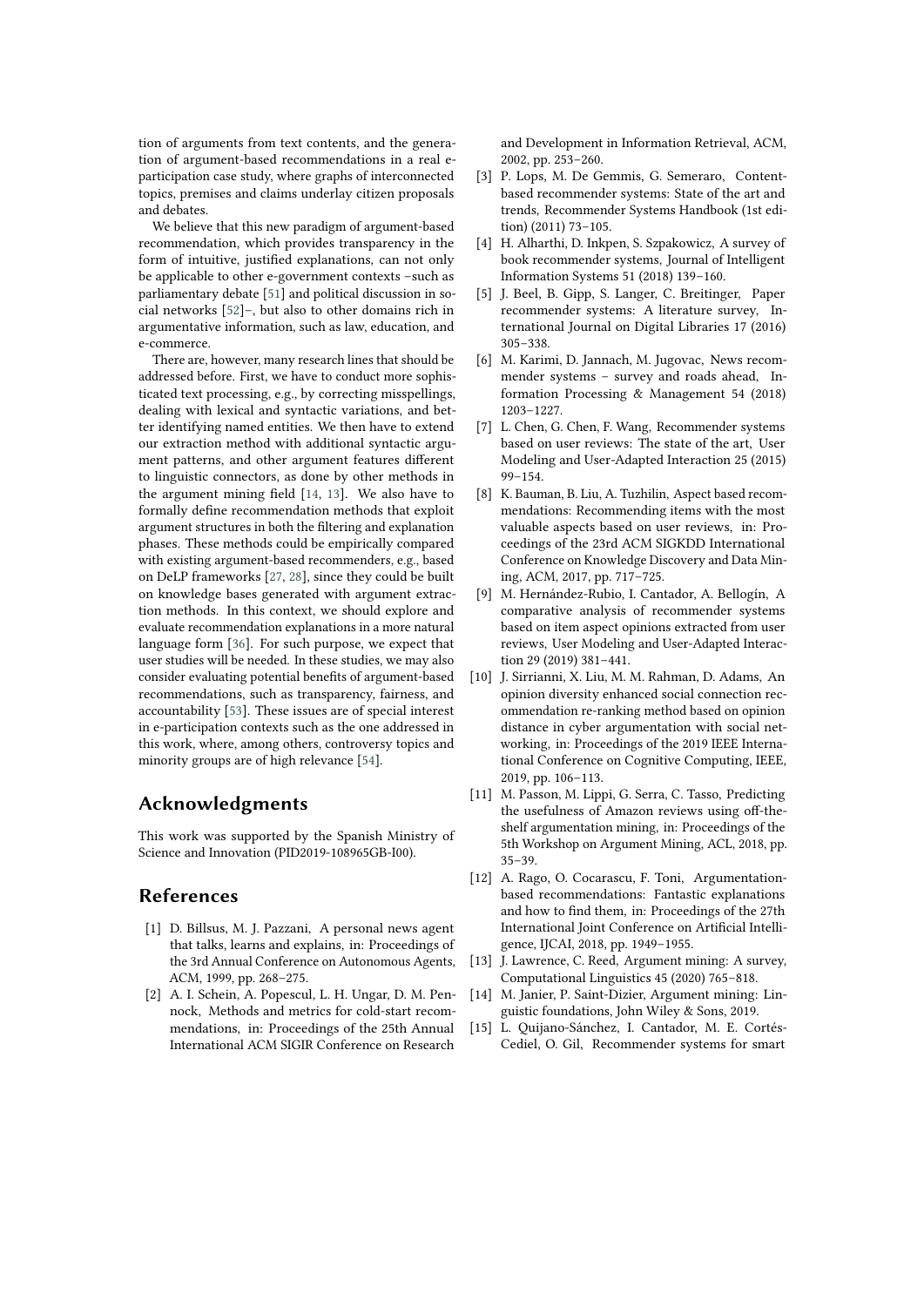tion of arguments from text contents, and the generation of argument-based recommendations in a real e-participation case study, where graphs of interconnected topics, premises and claims underlay citizen proposals and debates.

We believe that this new paradigm of argument-based recommendation, which provides transparency in the form of intuitive, justified explanations, can not only be applicable to other e-government contexts –such as parliamentary debate [51] and political discussion in social networks [52]–, but also to other domains rich in argumentative information, such as law, education, and e-commerce.

There are, however, many research lines that should be addressed before. First, we have to conduct more sophisticated text processing, e.g., by correcting misspellings, dealing with lexical and syntactic variations, and better identifying named entities. We then have to extend our extraction method with additional syntactic argument patterns, and other argument features different to linguistic connectors, as done by other methods in the argument mining field [14, 13]. We also have to formally define recommendation methods that exploit argument structures in both the filtering and explanation phases. These methods could be empirically compared with existing argument-based recommenders, e.g., based on DeLP frameworks [27, 28], since they could be built on knowledge bases generated with argument extraction methods. In this context, we should explore and evaluate recommendation explanations in a more natural language form [36]. For such purpose, we expect that user studies will be needed. In these studies, we may also consider evaluating potential benefits of argument-based recommendations, such as transparency, fairness, and accountability [53]. These issues are of special interest in e-participation contexts such as the one addressed in this work, where, among others, controversy topics and minority groups are of high relevance [54].

## Acknowledgments

This work was supported by the Spanish Ministry of Science and Innovation (PID2019-108965GB-I00).

## References

[1] D. Billsus, M. J. Pazzani, A personal news agent that talks, learns and explains, in: Proceedings of the 3rd Annual Conference on Autonomous Agents, ACM, 1999, pp. 268–275.

[2] A. I. Schein, A. Popescul, L. H. Ungar, D. M. Pennock, Methods and metrics for cold-start recommendations, in: Proceedings of the 25th Annual International ACM SIGIR Conference on Research and Development in Information Retrieval, ACM, 2002, pp. 253–260.

[3] P. Lops, M. De Gemmis, G. Semeraro, Content-based recommender systems: State of the art and trends, Recommender Systems Handbook (1st edition) (2011) 73–105.

[4] H. Alharthi, D. Inkpen, S. Szpakowicz, A survey of book recommender systems, Journal of Intelligent Information Systems 51 (2018) 139–160.

[5] J. Beel, B. Gipp, S. Langer, C. Breitinger, Paper recommender systems: A literature survey, International Journal on Digital Libraries 17 (2016) 305–338.

[6] M. Karimi, D. Jannach, M. Jugovac, News recommender systems – survey and roads ahead, Information Processing & Management 54 (2018) 1203–1227.

[7] L. Chen, G. Chen, F. Wang, Recommender systems based on user reviews: The state of the art, User Modeling and User-Adapted Interaction 25 (2015) 99–154.

[8] K. Bauman, B. Liu, A. Tuzhilin, Aspect based recommendations: Recommending items with the most valuable aspects based on user reviews, in: Proceedings of the 23rd ACM SIGKDD International Conference on Knowledge Discovery and Data Mining, ACM, 2017, pp. 717–725.

[9] M. Hernández-Rubio, I. Cantador, A. Bellogín, A comparative analysis of recommender systems based on item aspect opinions extracted from user reviews, User Modeling and User-Adapted Interaction 29 (2019) 381–441.

[10] J. Sirrianni, X. Liu, M. M. Rahman, D. Adams, An opinion diversity enhanced social connection recommendation re-ranking method based on opinion distance in cyber argumentation with social networking, in: Proceedings of the 2019 IEEE International Conference on Cognitive Computing, IEEE, 2019, pp. 106–113.

[11] M. Passon, M. Lippi, G. Serra, C. Tasso, Predicting the usefulness of Amazon reviews using off-the-shelf argumentation mining, in: Proceedings of the 5th Workshop on Argument Mining, ACL, 2018, pp. 35–39.

[12] A. Rago, O. Cocarascu, F. Toni, Argumentation-based recommendations: Fantastic explanations and how to find them, in: Proceedings of the 27th International Joint Conference on Artificial Intelligence, IJCAI, 2018, pp. 1949–1955.

[13] J. Lawrence, C. Reed, Argument mining: A survey, Computational Linguistics 45 (2020) 765–818.

[14] M. Janier, P. Saint-Dizier, Argument mining: Linguistic foundations, John Wiley & Sons, 2019.

[15] L. Quijano-Sánchez, I. Cantador, M. E. Cortés-Cediel, O. Gil, Recommender systems for smart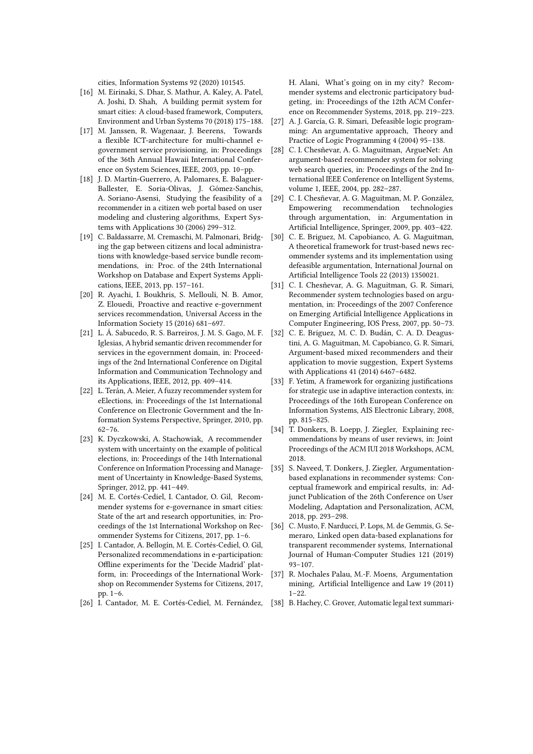cities, Information Systems 92 (2020) 101545.

[16] M. Eirinaki, S. Dhar, S. Mathur, A. Kaley, A. Patel, A. Joshi, D. Shah, A building permit system for smart cities: A cloud-based framework, Computers, Environment and Urban Systems 70 (2018) 175–188.

[17] M. Janssen, R. Wagenaar, J. Beerens, Towards a flexible ICT-architecture for multi-channel e-government service provisioning, in: Proceedings of the 36th Annual Hawaii International Conference on System Sciences, IEEE, 2003, pp. 10–pp.

[18] J. D. Martín-Guerrero, A. Palomares, E. Balaguer-Ballester, E. Soria-Olivas, J. Gómez-Sanchis, A. Soriano-Asensi, Studying the feasibility of a recommender in a citizen web portal based on user modeling and clustering algorithms, Expert Systems with Applications 30 (2006) 299–312.

[19] C. Baldassarre, M. Cremaschi, M. Palmonari, Bridging the gap between citizens and local administrations with knowledge-based service bundle recommendations, in: Proc. of the 24th International Workshop on Database and Expert Systems Applications, IEEE, 2013, pp. 157–161.

[20] R. Ayachi, I. Boukhris, S. Mellouli, N. B. Amor, Z. Elouedi, Proactive and reactive e-government services recommendation, Universal Access in the Information Society 15 (2016) 681–697.

[21] L. Á. Sabucedo, R. S. Barreiros, J. M. S. Gago, M. F. Iglesias, A hybrid semantic driven recommender for services in the egovernment domain, in: Proceedings of the 2nd International Conference on Digital Information and Communication Technology and its Applications, IEEE, 2012, pp. 409–414.

[22] L. Terán, A. Meier, A fuzzy recommender system for eElections, in: Proceedings of the 1st International Conference on Electronic Government and the Information Systems Perspective, Springer, 2010, pp. 62–76.

[23] K. Dyczkowski, A. Stachowiak, A recommender system with uncertainty on the example of political elections, in: Proceedings of the 14th International Conference on Information Processing and Management of Uncertainty in Knowledge-Based Systems, Springer, 2012, pp. 441–449.

[24] M. E. Cortés-Cediel, I. Cantador, O. Gil, Recommender systems for e-governance in smart cities: State of the art and research opportunities, in: Proceedings of the 1st International Workshop on Recommender Systems for Citizens, 2017, pp. 1–6.

[25] I. Cantador, A. Bellogín, M. E. Cortés-Cediel, O. Gil, Personalized recommendations in e-participation: Offline experiments for the 'Decide Madrid' platform, in: Proceedings of the International Workshop on Recommender Systems for Citizens, 2017, pp. 1–6.

[26] I. Cantador, M. E. Cortés-Cediel, M. Fernández, H. Alani, What's going on in my city? Recommender systems and electronic participatory budgeting, in: Proceedings of the 12th ACM Conference on Recommender Systems, 2018, pp. 219–223.

[27] A. J. García, G. R. Simari, Defeasible logic programming: An argumentative approach, Theory and Practice of Logic Programming 4 (2004) 95–138.

[28] C. I. Chesñevar, A. G. Maguitman, ArgueNet: An argument-based recommender system for solving web search queries, in: Proceedings of the 2nd International IEEE Conference on Intelligent Systems, volume 1, IEEE, 2004, pp. 282–287.

[29] C. I. Chesñevar, A. G. Maguitman, M. P. González, Empowering recommendation technologies through argumentation, in: Argumentation in Artificial Intelligence, Springer, 2009, pp. 403–422.

[30] C. E. Briguez, M. Capobianco, A. G. Maguitman, A theoretical framework for trust-based news recommender systems and its implementation using defeasible argumentation, International Journal on Artificial Intelligence Tools 22 (2013) 1350021.

[31] C. I. Chesñevar, A. G. Maguitman, G. R. Simari, Recommender system technologies based on argumentation, in: Proceedings of the 2007 Conference on Emerging Artificial Intelligence Applications in Computer Engineering, IOS Press, 2007, pp. 50–73.

[32] C. E. Briguez, M. C. D. Budán, C. A. D. Deagustini, A. G. Maguitman, M. Capobianco, G. R. Simari, Argument-based mixed recommenders and their application to movie suggestion, Expert Systems with Applications 41 (2014) 6467–6482.

[33] F. Yetim, A framework for organizing justifications for strategic use in adaptive interaction contexts, in: Proceedings of the 16th European Conference on Information Systems, AIS Electronic Library, 2008, pp. 815–825.

[34] T. Donkers, B. Loepp, J. Ziegler, Explaining recommendations by means of user reviews, in: Joint Proceedings of the ACM IUI 2018 Workshops, ACM, 2018.

[35] S. Naveed, T. Donkers, J. Ziegler, Argumentation-based explanations in recommender systems: Conceptual framework and empirical results, in: Adjunct Publication of the 26th Conference on User Modeling, Adaptation and Personalization, ACM, 2018, pp. 293–298.

[36] C. Musto, F. Narducci, P. Lops, M. de Gemmis, G. Semeraro, Linked open data-based explanations for transparent recommender systems, International Journal of Human-Computer Studies 121 (2019) 93–107.

[37] R. Mochales Palau, M.-F. Moens, Argumentation mining, Artificial Intelligence and Law 19 (2011) 1–22.

[38] B. Hachey, C. Grover, Automatic legal text summari-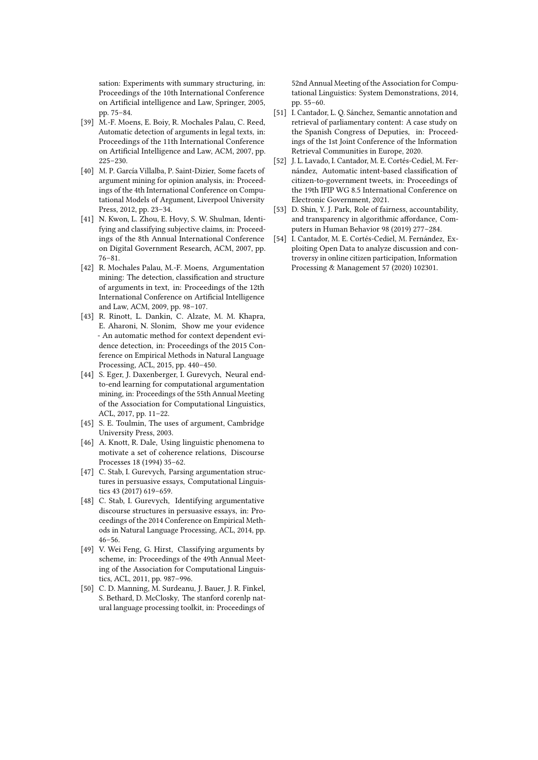sation: Experiments with summary structuring, in: Proceedings of the 10th International Conference on Artificial intelligence and Law, Springer, 2005, pp. 75–84.

[39] M.-F. Moens, E. Boiy, R. Mochales Palau, C. Reed, Automatic detection of arguments in legal texts, in: Proceedings of the 11th International Conference on Artificial Intelligence and Law, ACM, 2007, pp. 225–230.

[40] M. P. García Villalba, P. Saint-Dizier, Some facets of argument mining for opinion analysis, in: Proceedings of the 4th International Conference on Computational Models of Argument, Liverpool University Press, 2012, pp. 23–34.

[41] N. Kwon, L. Zhou, E. Hovy, S. W. Shulman, Identifying and classifying subjective claims, in: Proceedings of the 8th Annual International Conference on Digital Government Research, ACM, 2007, pp. 76–81.

[42] R. Mochales Palau, M.-F. Moens, Argumentation mining: The detection, classification and structure of arguments in text, in: Proceedings of the 12th International Conference on Artificial Intelligence and Law, ACM, 2009, pp. 98–107.

[43] R. Rinott, L. Dankin, C. Alzate, M. M. Khapra, E. Aharoni, N. Slonim, Show me your evidence - An automatic method for context dependent evidence detection, in: Proceedings of the 2015 Conference on Empirical Methods in Natural Language Processing, ACL, 2015, pp. 440–450.

[44] S. Eger, J. Daxenberger, I. Gurevych, Neural end-to-end learning for computational argumentation mining, in: Proceedings of the 55th Annual Meeting of the Association for Computational Linguistics, ACL, 2017, pp. 11–22.

[45] S. E. Toulmin, The uses of argument, Cambridge University Press, 2003.

[46] A. Knott, R. Dale, Using linguistic phenomena to motivate a set of coherence relations, Discourse Processes 18 (1994) 35–62.

[47] C. Stab, I. Gurevych, Parsing argumentation structures in persuasive essays, Computational Linguistics 43 (2017) 619–659.

[48] C. Stab, I. Gurevych, Identifying argumentative discourse structures in persuasive essays, in: Proceedings of the 2014 Conference on Empirical Methods in Natural Language Processing, ACL, 2014, pp. 46–56.

[49] V. Wei Feng, G. Hirst, Classifying arguments by scheme, in: Proceedings of the 49th Annual Meeting of the Association for Computational Linguistics, ACL, 2011, pp. 987–996.

[50] C. D. Manning, M. Surdeanu, J. Bauer, J. R. Finkel, S. Bethard, D. McClosky, The stanford corenlp natural language processing toolkit, in: Proceedings of 52nd Annual Meeting of the Association for Computational Linguistics: System Demonstrations, 2014, pp. 55–60.

[51] I. Cantador, L. Q. Sánchez, Semantic annotation and retrieval of parliamentary content: A case study on the Spanish Congress of Deputies, in: Proceedings of the 1st Joint Conference of the Information Retrieval Communities in Europe, 2020.

[52] J. L. Lavado, I. Cantador, M. E. Cortés-Cediel, M. Fernández, Automatic intent-based classification of citizen-to-government tweets, in: Proceedings of the 19th IFIP WG 8.5 International Conference on Electronic Government, 2021.

[53] D. Shin, Y. J. Park, Role of fairness, accountability, and transparency in algorithmic affordance, Computers in Human Behavior 98 (2019) 277–284.

[54] I. Cantador, M. E. Cortés-Cediel, M. Fernández, Exploiting Open Data to analyze discussion and controversy in online citizen participation, Information Processing & Management 57 (2020) 102301.